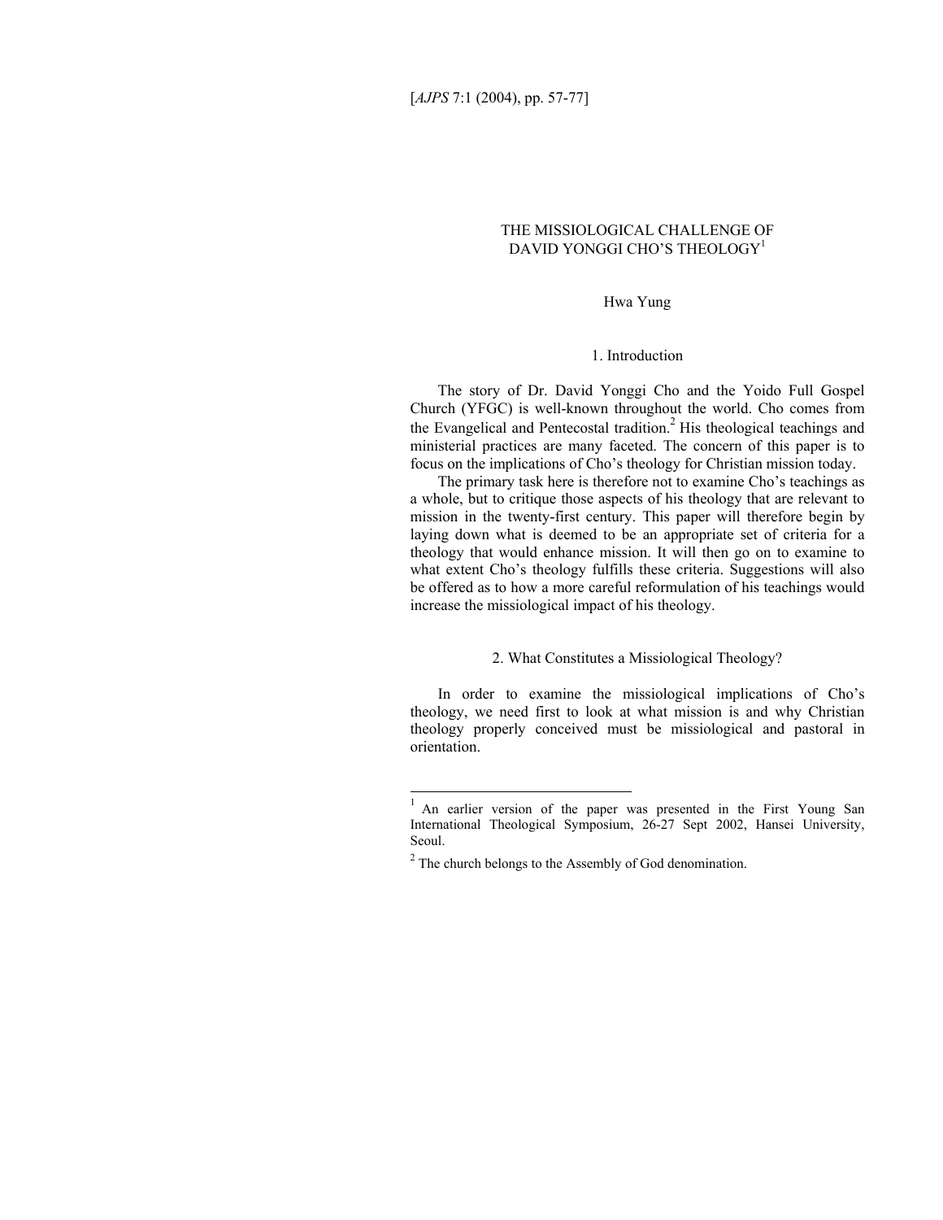# THE MISSIOLOGICAL CHALLENGE OF DAVID YONGGI CHO'S THEOLOGY[1]

Hwa Yung

## 1. Introduction

The story of Dr. David Yonggi Cho and the Yoido Full Gospel Church (YFGC) is well-known throughout the world. Cho comes from the Evangelical and Pentecostal tradition.[2] His theological teachings and ministerial practices are many faceted. The concern of this paper is to focus on the implications of Cho's theology for Christian mission today.

The primary task here is therefore not to examine Cho's teachings as a whole, but to critique those aspects of his theology that are relevant to mission in the twenty-first century. This paper will therefore begin by laying down what is deemed to be an appropriate set of criteria for a theology that would enhance mission. It will then go on to examine to what extent Cho's theology fulfills these criteria. Suggestions will also be offered as to how a more careful reformulation of his teachings would increase the missiological impact of his theology.

## 2. What Constitutes a Missiological Theology?

In order to examine the missiological implications of Cho's theology, we need first to look at what mission is and why Christian theology properly conceived must be missiological and pastoral in orientation.

---

[1] An earlier version of the paper was presented in the First Young San International Theological Symposium, 26-27 Sept 2002, Hansei University, Seoul.

[2] The church belongs to the Assembly of God denomination.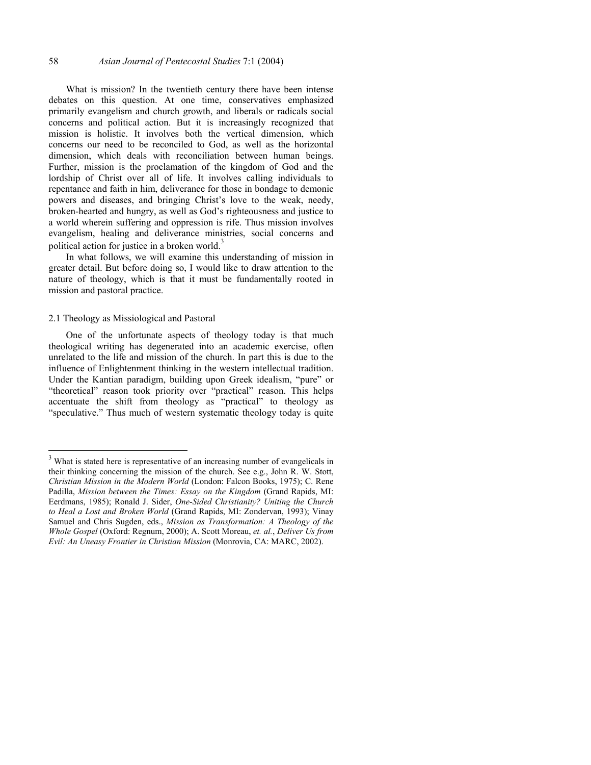What is mission? In the twentieth century there have been intense debates on this question. At one time, conservatives emphasized primarily evangelism and church growth, and liberals or radicals social concerns and political action. But it is increasingly recognized that mission is holistic. It involves both the vertical dimension, which concerns our need to be reconciled to God, as well as the horizontal dimension, which deals with reconciliation between human beings. Further, mission is the proclamation of the kingdom of God and the lordship of Christ over all of life. It involves calling individuals to repentance and faith in him, deliverance for those in bondage to demonic powers and diseases, and bringing Christ's love to the weak, needy, broken-hearted and hungry, as well as God's righteousness and justice to a world wherein suffering and oppression is rife. Thus mission involves evangelism, healing and deliverance ministries, social concerns and political action for justice in a broken world.[3]

In what follows, we will examine this understanding of mission in greater detail. But before doing so, I would like to draw attention to the nature of theology, which is that it must be fundamentally rooted in mission and pastoral practice.

### 2.1 Theology as Missiological and Pastoral

One of the unfortunate aspects of theology today is that much theological writing has degenerated into an academic exercise, often unrelated to the life and mission of the church. In part this is due to the influence of Enlightenment thinking in the western intellectual tradition. Under the Kantian paradigm, building upon Greek idealism, "pure" or "theoretical" reason took priority over "practical" reason. This helps accentuate the shift from theology as "practical" to theology as "speculative." Thus much of western systematic theology today is quite

---

[3] What is stated here is representative of an increasing number of evangelicals in their thinking concerning the mission of the church. See e.g., John R. W. Stott, *Christian Mission in the Modern World* (London: Falcon Books, 1975); C. Rene Padilla, *Mission between the Times: Essay on the Kingdom* (Grand Rapids, MI: Eerdmans, 1985); Ronald J. Sider, *One-Sided Christianity? Uniting the Church to Heal a Lost and Broken World* (Grand Rapids, MI: Zondervan, 1993); Vinay Samuel and Chris Sugden, eds., *Mission as Transformation: A Theology of the Whole Gospel* (Oxford: Regnum, 2000); A. Scott Moreau, *et. al.*, *Deliver Us from Evil: An Uneasy Frontier in Christian Mission* (Monrovia, CA: MARC, 2002).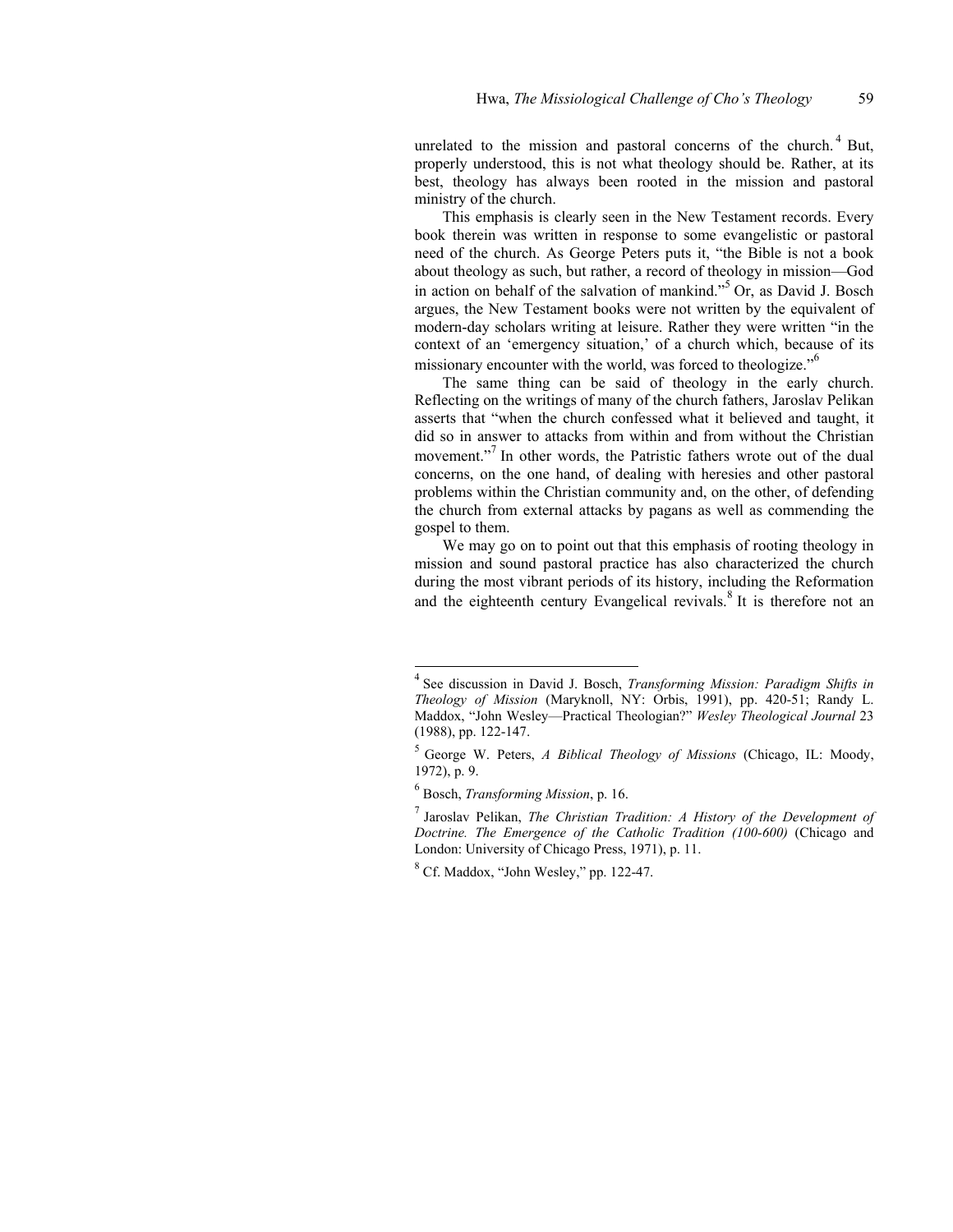unrelated to the mission and pastoral concerns of the church.[4] But, properly understood, this is not what theology should be. Rather, at its best, theology has always been rooted in the mission and pastoral ministry of the church.

This emphasis is clearly seen in the New Testament records. Every book therein was written in response to some evangelistic or pastoral need of the church. As George Peters puts it, "the Bible is not a book about theology as such, but rather, a record of theology in mission—God in action on behalf of the salvation of mankind."[5] Or, as David J. Bosch argues, the New Testament books were not written by the equivalent of modern-day scholars writing at leisure. Rather they were written "in the context of an 'emergency situation,' of a church which, because of its missionary encounter with the world, was forced to theologize."[6]

The same thing can be said of theology in the early church. Reflecting on the writings of many of the church fathers, Jaroslav Pelikan asserts that "when the church confessed what it believed and taught, it did so in answer to attacks from within and from without the Christian movement."[7] In other words, the Patristic fathers wrote out of the dual concerns, on the one hand, of dealing with heresies and other pastoral problems within the Christian community and, on the other, of defending the church from external attacks by pagans as well as commending the gospel to them.

We may go on to point out that this emphasis of rooting theology in mission and sound pastoral practice has also characterized the church during the most vibrant periods of its history, including the Reformation and the eighteenth century Evangelical revivals.[8] It is therefore not an

---

[4] See discussion in David J. Bosch, *Transforming Mission: Paradigm Shifts in Theology of Mission* (Maryknoll, NY: Orbis, 1991), pp. 420-51; Randy L. Maddox, "John Wesley—Practical Theologian?" *Wesley Theological Journal* 23 (1988), pp. 122-147.

[5] George W. Peters, *A Biblical Theology of Missions* (Chicago, IL: Moody, 1972), p. 9.

[6] Bosch, *Transforming Mission*, p. 16.

[7] Jaroslav Pelikan, *The Christian Tradition: A History of the Development of Doctrine. The Emergence of the Catholic Tradition (100-600)* (Chicago and London: University of Chicago Press, 1971), p. 11.

[8] Cf. Maddox, "John Wesley," pp. 122-47.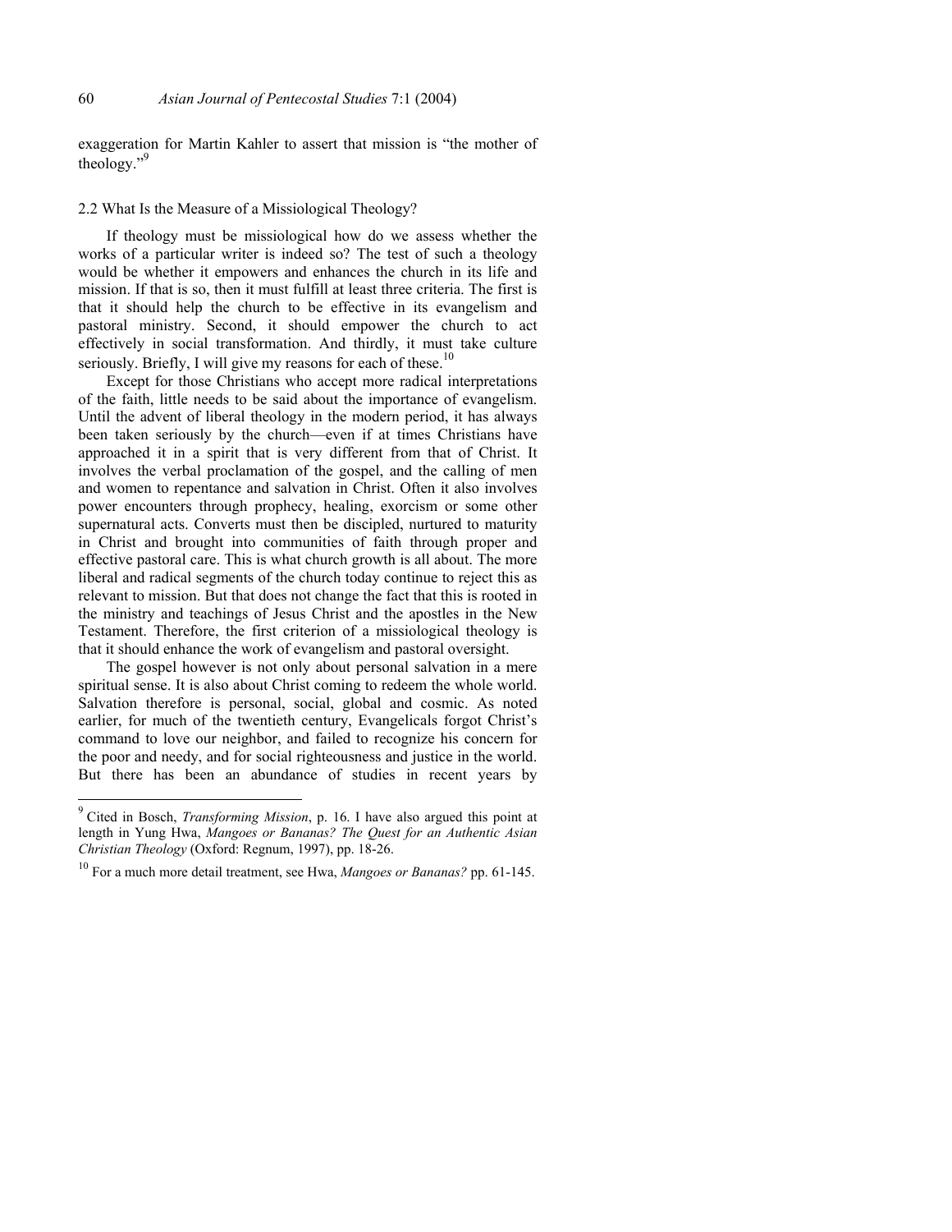exaggeration for Martin Kahler to assert that mission is "the mother of theology."[9]

### 2.2 What Is the Measure of a Missiological Theology?

If theology must be missiological how do we assess whether the works of a particular writer is indeed so? The test of such a theology would be whether it empowers and enhances the church in its life and mission. If that is so, then it must fulfill at least three criteria. The first is that it should help the church to be effective in its evangelism and pastoral ministry. Second, it should empower the church to act effectively in social transformation. And thirdly, it must take culture seriously. Briefly, I will give my reasons for each of these.[10]

Except for those Christians who accept more radical interpretations of the faith, little needs to be said about the importance of evangelism. Until the advent of liberal theology in the modern period, it has always been taken seriously by the church—even if at times Christians have approached it in a spirit that is very different from that of Christ. It involves the verbal proclamation of the gospel, and the calling of men and women to repentance and salvation in Christ. Often it also involves power encounters through prophecy, healing, exorcism or some other supernatural acts. Converts must then be discipled, nurtured to maturity in Christ and brought into communities of faith through proper and effective pastoral care. This is what church growth is all about. The more liberal and radical segments of the church today continue to reject this as relevant to mission. But that does not change the fact that this is rooted in the ministry and teachings of Jesus Christ and the apostles in the New Testament. Therefore, the first criterion of a missiological theology is that it should enhance the work of evangelism and pastoral oversight.

The gospel however is not only about personal salvation in a mere spiritual sense. It is also about Christ coming to redeem the whole world. Salvation therefore is personal, social, global and cosmic. As noted earlier, for much of the twentieth century, Evangelicals forgot Christ's command to love our neighbor, and failed to recognize his concern for the poor and needy, and for social righteousness and justice in the world. But there has been an abundance of studies in recent years by

---

[9] Cited in Bosch, *Transforming Mission*, p. 16. I have also argued this point at length in Yung Hwa, *Mangoes or Bananas? The Quest for an Authentic Asian Christian Theology* (Oxford: Regnum, 1997), pp. 18-26.

[10] For a much more detail treatment, see Hwa, *Mangoes or Bananas?* pp. 61-145.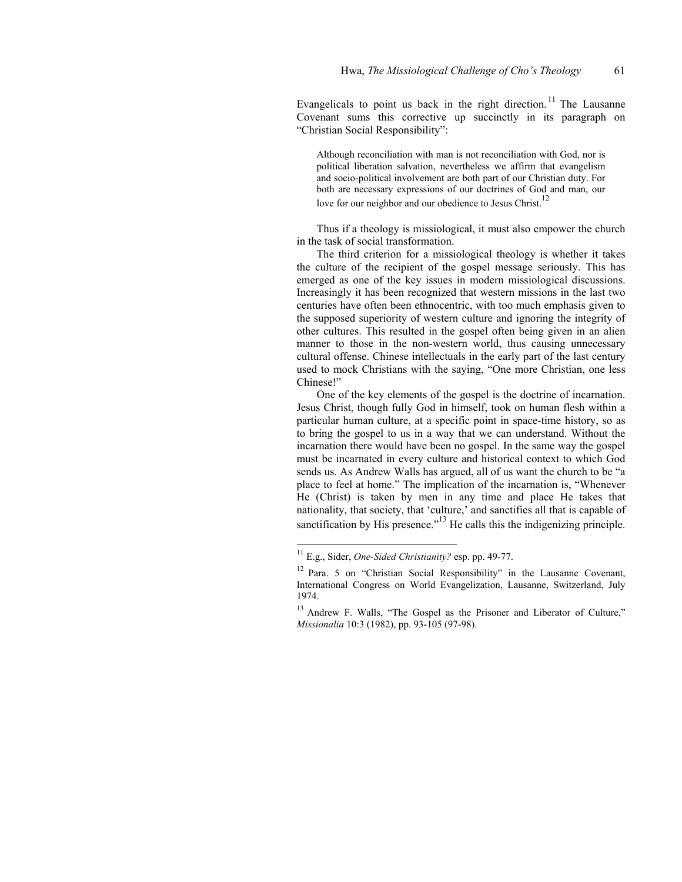Evangelicals to point us back in the right direction.[11] The Lausanne Covenant sums this corrective up succinctly in its paragraph on "Christian Social Responsibility":

> Although reconciliation with man is not reconciliation with God, nor is political liberation salvation, nevertheless we affirm that evangelism and socio-political involvement are both part of our Christian duty. For both are necessary expressions of our doctrines of God and man, our love for our neighbor and our obedience to Jesus Christ.[12]

Thus if a theology is missiological, it must also empower the church in the task of social transformation.

The third criterion for a missiological theology is whether it takes the culture of the recipient of the gospel message seriously. This has emerged as one of the key issues in modern missiological discussions. Increasingly it has been recognized that western missions in the last two centuries have often been ethnocentric, with too much emphasis given to the supposed superiority of western culture and ignoring the integrity of other cultures. This resulted in the gospel often being given in an alien manner to those in the non-western world, thus causing unnecessary cultural offense. Chinese intellectuals in the early part of the last century used to mock Christians with the saying, "One more Christian, one less Chinese!"

One of the key elements of the gospel is the doctrine of incarnation. Jesus Christ, though fully God in himself, took on human flesh within a particular human culture, at a specific point in space-time history, so as to bring the gospel to us in a way that we can understand. Without the incarnation there would have been no gospel. In the same way the gospel must be incarnated in every culture and historical context to which God sends us. As Andrew Walls has argued, all of us want the church to be "a place to feel at home." The implication of the incarnation is, "Whenever He (Christ) is taken by men in any time and place He takes that nationality, that society, that 'culture,' and sanctifies all that is capable of sanctification by His presence."[13] He calls this the indigenizing principle.

---

[11] E.g., Sider, *One-Sided Christianity?* esp. pp. 49-77.

[12] Para. 5 on "Christian Social Responsibility" in the Lausanne Covenant, International Congress on World Evangelization, Lausanne, Switzerland, July 1974.

[13] Andrew F. Walls, "The Gospel as the Prisoner and Liberator of Culture," *Missionalia* 10:3 (1982), pp. 93-105 (97-98).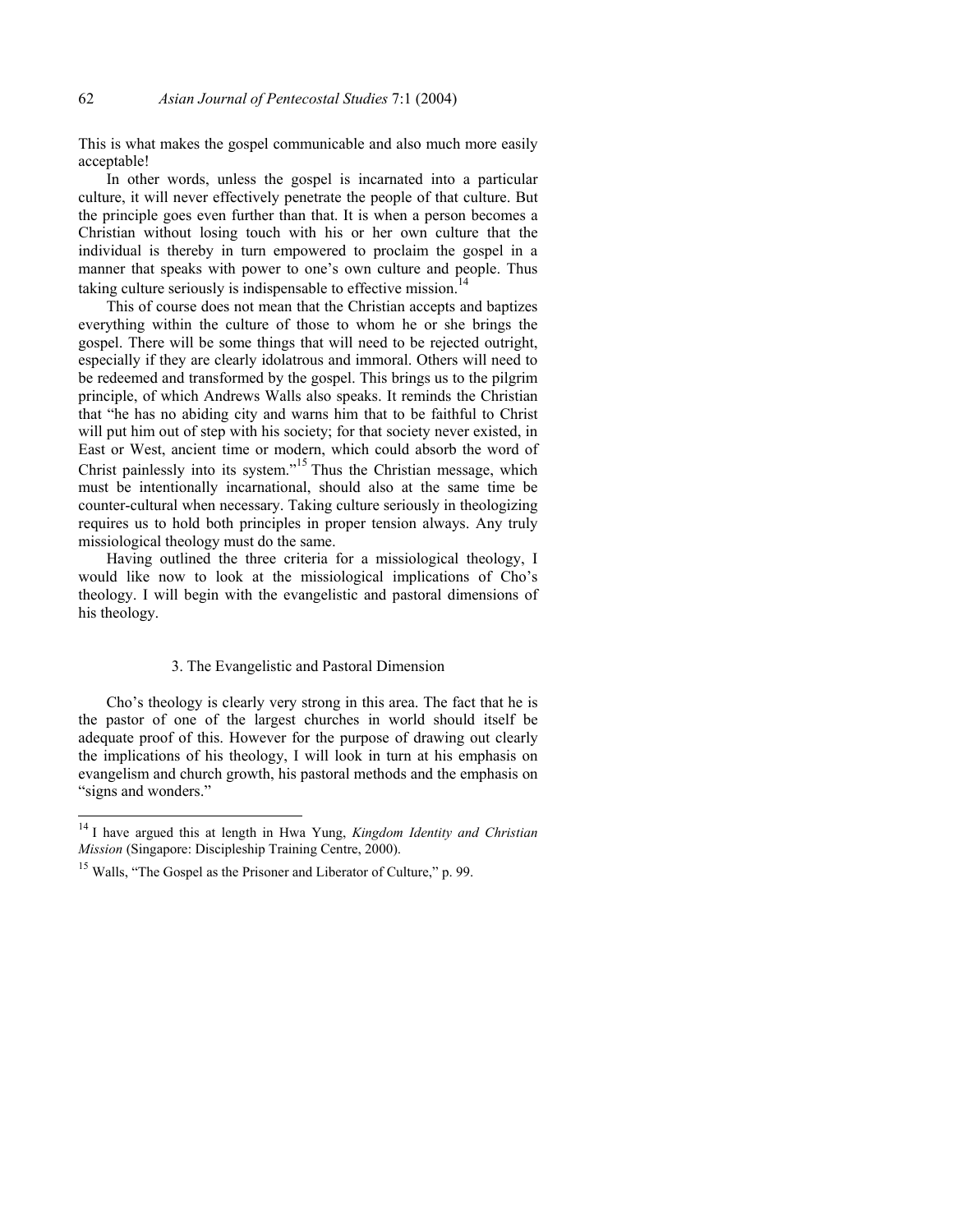This is what makes the gospel communicable and also much more easily acceptable!

In other words, unless the gospel is incarnated into a particular culture, it will never effectively penetrate the people of that culture. But the principle goes even further than that. It is when a person becomes a Christian without losing touch with his or her own culture that the individual is thereby in turn empowered to proclaim the gospel in a manner that speaks with power to one's own culture and people. Thus taking culture seriously is indispensable to effective mission.[14]

This of course does not mean that the Christian accepts and baptizes everything within the culture of those to whom he or she brings the gospel. There will be some things that will need to be rejected outright, especially if they are clearly idolatrous and immoral. Others will need to be redeemed and transformed by the gospel. This brings us to the pilgrim principle, of which Andrews Walls also speaks. It reminds the Christian that "he has no abiding city and warns him that to be faithful to Christ will put him out of step with his society; for that society never existed, in East or West, ancient time or modern, which could absorb the word of Christ painlessly into its system."[15] Thus the Christian message, which must be intentionally incarnational, should also at the same time be counter-cultural when necessary. Taking culture seriously in theologizing requires us to hold both principles in proper tension always. Any truly missiological theology must do the same.

Having outlined the three criteria for a missiological theology, I would like now to look at the missiological implications of Cho's theology. I will begin with the evangelistic and pastoral dimensions of his theology.

## 3. The Evangelistic and Pastoral Dimension

Cho's theology is clearly very strong in this area. The fact that he is the pastor of one of the largest churches in world should itself be adequate proof of this. However for the purpose of drawing out clearly the implications of his theology, I will look in turn at his emphasis on evangelism and church growth, his pastoral methods and the emphasis on "signs and wonders."

---

[14] I have argued this at length in Hwa Yung, *Kingdom Identity and Christian Mission* (Singapore: Discipleship Training Centre, 2000).

[15] Walls, "The Gospel as the Prisoner and Liberator of Culture," p. 99.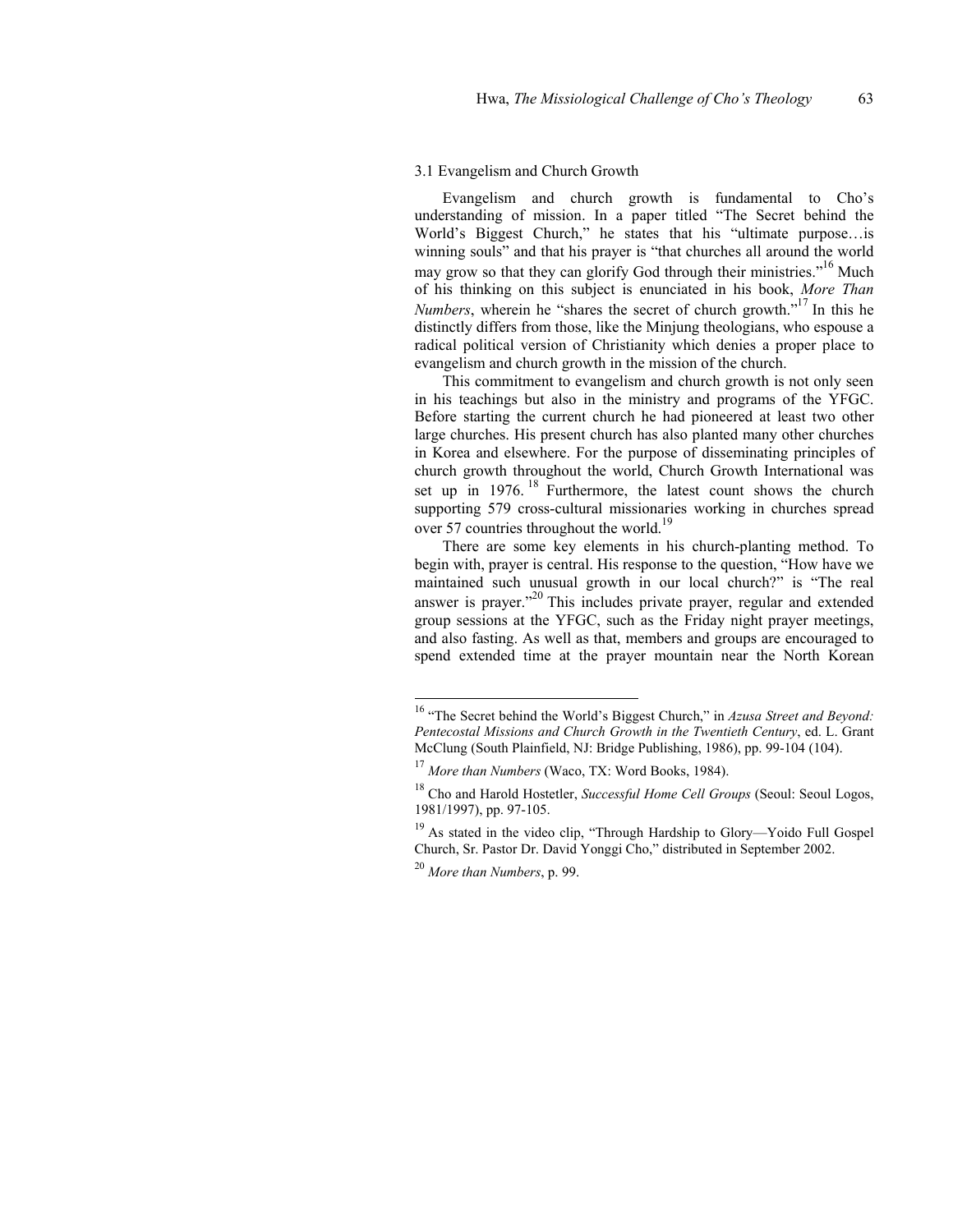### 3.1 Evangelism and Church Growth

Evangelism and church growth is fundamental to Cho's understanding of mission. In a paper titled "The Secret behind the World's Biggest Church," he states that his "ultimate purpose…is winning souls" and that his prayer is "that churches all around the world may grow so that they can glorify God through their ministries."[16] Much of his thinking on this subject is enunciated in his book, *More Than Numbers*, wherein he "shares the secret of church growth."[17] In this he distinctly differs from those, like the Minjung theologians, who espouse a radical political version of Christianity which denies a proper place to evangelism and church growth in the mission of the church.

This commitment to evangelism and church growth is not only seen in his teachings but also in the ministry and programs of the YFGC. Before starting the current church he had pioneered at least two other large churches. His present church has also planted many other churches in Korea and elsewhere. For the purpose of disseminating principles of church growth throughout the world, Church Growth International was set up in 1976.[18] Furthermore, the latest count shows the church supporting 579 cross-cultural missionaries working in churches spread over 57 countries throughout the world.[19]

There are some key elements in his church-planting method. To begin with, prayer is central. His response to the question, "How have we maintained such unusual growth in our local church?" is "The real answer is prayer."[20] This includes private prayer, regular and extended group sessions at the YFGC, such as the Friday night prayer meetings, and also fasting. As well as that, members and groups are encouraged to spend extended time at the prayer mountain near the North Korean

---

[16] "The Secret behind the World's Biggest Church," in *Azusa Street and Beyond: Pentecostal Missions and Church Growth in the Twentieth Century*, ed. L. Grant McClung (South Plainfield, NJ: Bridge Publishing, 1986), pp. 99-104 (104).

[17] *More than Numbers* (Waco, TX: Word Books, 1984).

[18] Cho and Harold Hostetler, *Successful Home Cell Groups* (Seoul: Seoul Logos, 1981/1997), pp. 97-105.

[19] As stated in the video clip, "Through Hardship to Glory—Yoido Full Gospel Church, Sr. Pastor Dr. David Yonggi Cho," distributed in September 2002.

[20] *More than Numbers*, p. 99.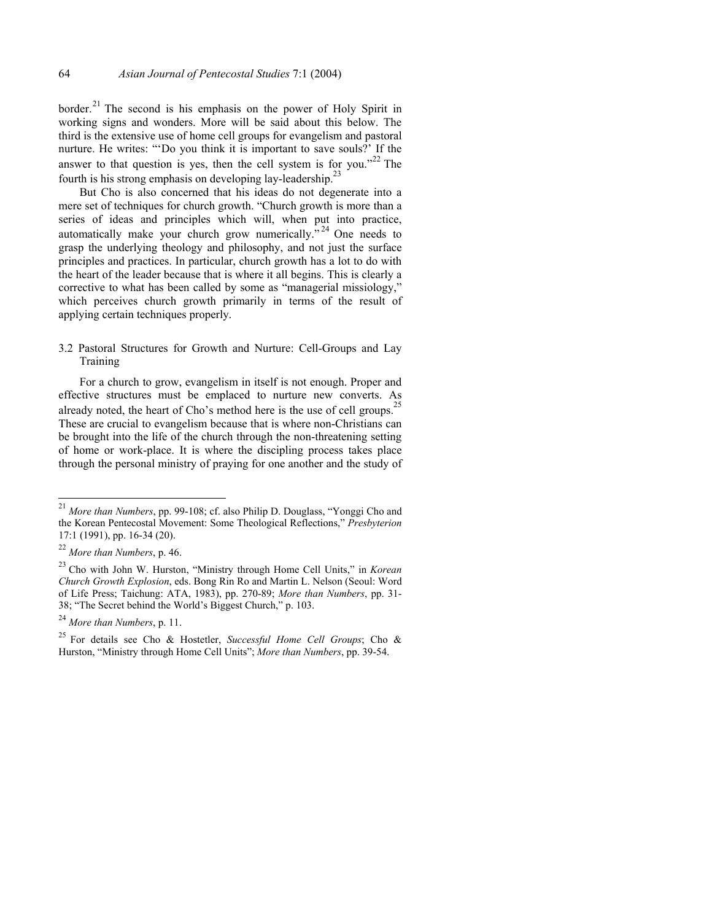border.[21] The second is his emphasis on the power of Holy Spirit in working signs and wonders. More will be said about this below. The third is the extensive use of home cell groups for evangelism and pastoral nurture. He writes: "'Do you think it is important to save souls?' If the answer to that question is yes, then the cell system is for you."[22] The fourth is his strong emphasis on developing lay-leadership.[23]

But Cho is also concerned that his ideas do not degenerate into a mere set of techniques for church growth. "Church growth is more than a series of ideas and principles which will, when put into practice, automatically make your church grow numerically."[24] One needs to grasp the underlying theology and philosophy, and not just the surface principles and practices. In particular, church growth has a lot to do with the heart of the leader because that is where it all begins. This is clearly a corrective to what has been called by some as "managerial missiology," which perceives church growth primarily in terms of the result of applying certain techniques properly.

### 3.2 Pastoral Structures for Growth and Nurture: Cell-Groups and Lay Training

For a church to grow, evangelism in itself is not enough. Proper and effective structures must be emplaced to nurture new converts. As already noted, the heart of Cho's method here is the use of cell groups.[25] These are crucial to evangelism because that is where non-Christians can be brought into the life of the church through the non-threatening setting of home or work-place. It is where the discipling process takes place through the personal ministry of praying for one another and the study of

---

[21] *More than Numbers*, pp. 99-108; cf. also Philip D. Douglass, "Yonggi Cho and the Korean Pentecostal Movement: Some Theological Reflections," *Presbyterion* 17:1 (1991), pp. 16-34 (20).

[22] *More than Numbers*, p. 46.

[23] Cho with John W. Hurston, "Ministry through Home Cell Units," in *Korean Church Growth Explosion*, eds. Bong Rin Ro and Martin L. Nelson (Seoul: Word of Life Press; Taichung: ATA, 1983), pp. 270-89; *More than Numbers*, pp. 31-38; "The Secret behind the World's Biggest Church," p. 103.

[24] *More than Numbers*, p. 11.

[25] For details see Cho & Hostetler, *Successful Home Cell Groups*; Cho & Hurston, "Ministry through Home Cell Units"; *More than Numbers*, pp. 39-54.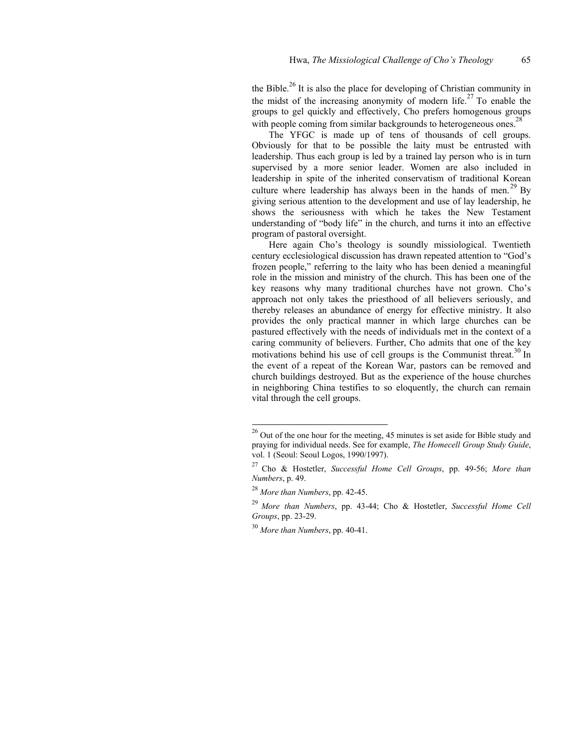the Bible.[26] It is also the place for developing of Christian community in the midst of the increasing anonymity of modern life.[27] To enable the groups to gel quickly and effectively, Cho prefers homogenous groups with people coming from similar backgrounds to heterogeneous ones.[28]

The YFGC is made up of tens of thousands of cell groups. Obviously for that to be possible the laity must be entrusted with leadership. Thus each group is led by a trained lay person who is in turn supervised by a more senior leader. Women are also included in leadership in spite of the inherited conservatism of traditional Korean culture where leadership has always been in the hands of men.[29] By giving serious attention to the development and use of lay leadership, he shows the seriousness with which he takes the New Testament understanding of "body life" in the church, and turns it into an effective program of pastoral oversight.

Here again Cho's theology is soundly missiological. Twentieth century ecclesiological discussion has drawn repeated attention to "God's frozen people," referring to the laity who has been denied a meaningful role in the mission and ministry of the church. This has been one of the key reasons why many traditional churches have not grown. Cho's approach not only takes the priesthood of all believers seriously, and thereby releases an abundance of energy for effective ministry. It also provides the only practical manner in which large churches can be pastured effectively with the needs of individuals met in the context of a caring community of believers. Further, Cho admits that one of the key motivations behind his use of cell groups is the Communist threat.[30] In the event of a repeat of the Korean War, pastors can be removed and church buildings destroyed. But as the experience of the house churches in neighboring China testifies to so eloquently, the church can remain vital through the cell groups.

---

[26] Out of the one hour for the meeting, 45 minutes is set aside for Bible study and praying for individual needs. See for example, *The Homecell Group Study Guide*, vol. 1 (Seoul: Seoul Logos, 1990/1997).

[27] Cho & Hostetler, *Successful Home Cell Groups*, pp. 49-56; *More than Numbers*, p. 49.

[28] *More than Numbers*, pp. 42-45.

[29] *More than Numbers*, pp. 43-44; Cho & Hostetler, *Successful Home Cell Groups*, pp. 23-29.

[30] *More than Numbers*, pp. 40-41.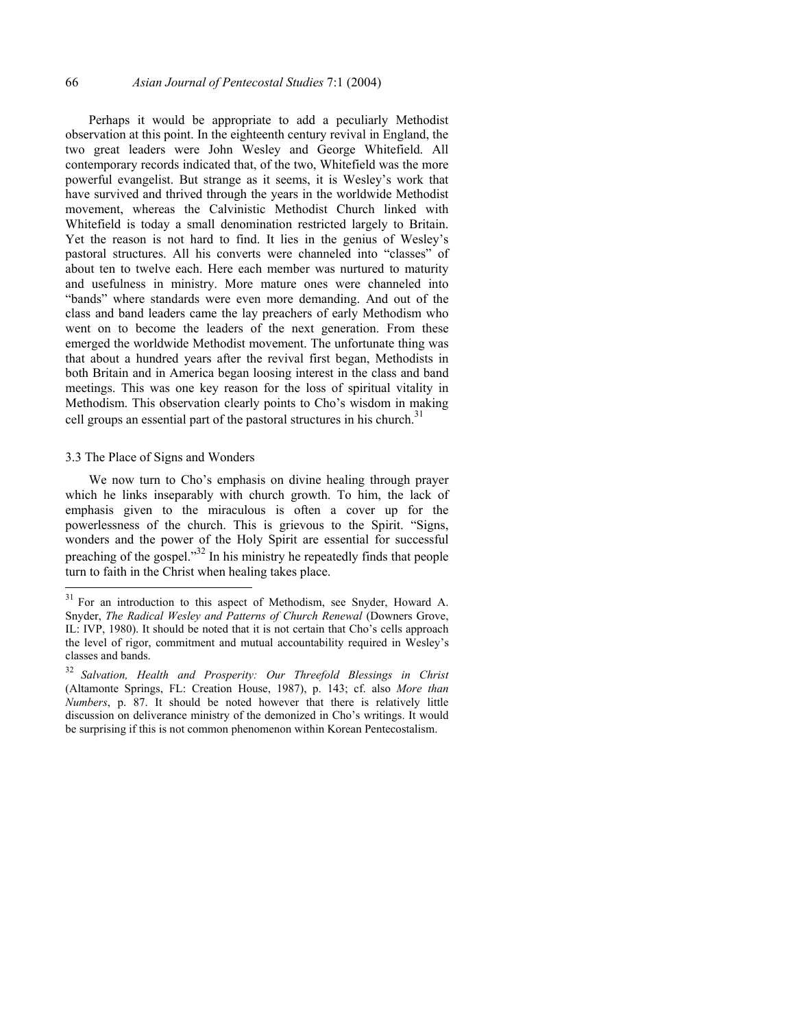Perhaps it would be appropriate to add a peculiarly Methodist observation at this point. In the eighteenth century revival in England, the two great leaders were John Wesley and George Whitefield. All contemporary records indicated that, of the two, Whitefield was the more powerful evangelist. But strange as it seems, it is Wesley's work that have survived and thrived through the years in the worldwide Methodist movement, whereas the Calvinistic Methodist Church linked with Whitefield is today a small denomination restricted largely to Britain. Yet the reason is not hard to find. It lies in the genius of Wesley's pastoral structures. All his converts were channeled into "classes" of about ten to twelve each. Here each member was nurtured to maturity and usefulness in ministry. More mature ones were channeled into "bands" where standards were even more demanding. And out of the class and band leaders came the lay preachers of early Methodism who went on to become the leaders of the next generation. From these emerged the worldwide Methodist movement. The unfortunate thing was that about a hundred years after the revival first began, Methodists in both Britain and in America began loosing interest in the class and band meetings. This was one key reason for the loss of spiritual vitality in Methodism. This observation clearly points to Cho's wisdom in making cell groups an essential part of the pastoral structures in his church.[31]

### 3.3 The Place of Signs and Wonders

We now turn to Cho's emphasis on divine healing through prayer which he links inseparably with church growth. To him, the lack of emphasis given to the miraculous is often a cover up for the powerlessness of the church. This is grievous to the Spirit. "Signs, wonders and the power of the Holy Spirit are essential for successful preaching of the gospel."[32] In his ministry he repeatedly finds that people turn to faith in the Christ when healing takes place.

---

[31] For an introduction to this aspect of Methodism, see Snyder, Howard A. Snyder, *The Radical Wesley and Patterns of Church Renewal* (Downers Grove, IL: IVP, 1980). It should be noted that it is not certain that Cho's cells approach the level of rigor, commitment and mutual accountability required in Wesley's classes and bands.

[32] *Salvation, Health and Prosperity: Our Threefold Blessings in Christ* (Altamonte Springs, FL: Creation House, 1987), p. 143; cf. also *More than Numbers*, p. 87. It should be noted however that there is relatively little discussion on deliverance ministry of the demonized in Cho's writings. It would be surprising if this is not common phenomenon within Korean Pentecostalism.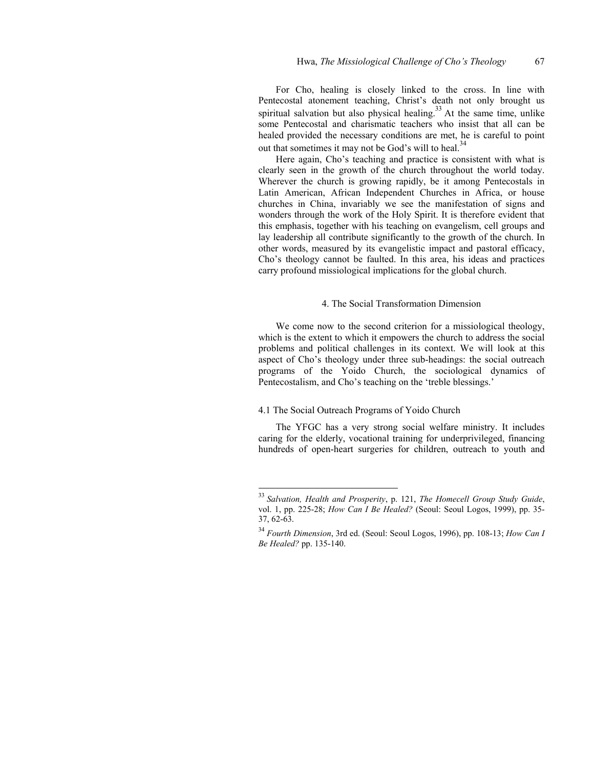For Cho, healing is closely linked to the cross. In line with Pentecostal atonement teaching, Christ's death not only brought us spiritual salvation but also physical healing.[33] At the same time, unlike some Pentecostal and charismatic teachers who insist that all can be healed provided the necessary conditions are met, he is careful to point out that sometimes it may not be God's will to heal.[34]

Here again, Cho's teaching and practice is consistent with what is clearly seen in the growth of the church throughout the world today. Wherever the church is growing rapidly, be it among Pentecostals in Latin American, African Independent Churches in Africa, or house churches in China, invariably we see the manifestation of signs and wonders through the work of the Holy Spirit. It is therefore evident that this emphasis, together with his teaching on evangelism, cell groups and lay leadership all contribute significantly to the growth of the church. In other words, measured by its evangelistic impact and pastoral efficacy, Cho's theology cannot be faulted. In this area, his ideas and practices carry profound missiological implications for the global church.

## 4. The Social Transformation Dimension

We come now to the second criterion for a missiological theology, which is the extent to which it empowers the church to address the social problems and political challenges in its context. We will look at this aspect of Cho's theology under three sub-headings: the social outreach programs of the Yoido Church, the sociological dynamics of Pentecostalism, and Cho's teaching on the 'treble blessings.'

### 4.1 The Social Outreach Programs of Yoido Church

The YFGC has a very strong social welfare ministry. It includes caring for the elderly, vocational training for underprivileged, financing hundreds of open-heart surgeries for children, outreach to youth and

---

[33] *Salvation, Health and Prosperity*, p. 121, *The Homecell Group Study Guide*, vol. 1, pp. 225-28; *How Can I Be Healed?* (Seoul: Seoul Logos, 1999), pp. 35-37, 62-63.

[34] *Fourth Dimension*, 3rd ed. (Seoul: Seoul Logos, 1996), pp. 108-13; *How Can I Be Healed?* pp. 135-140.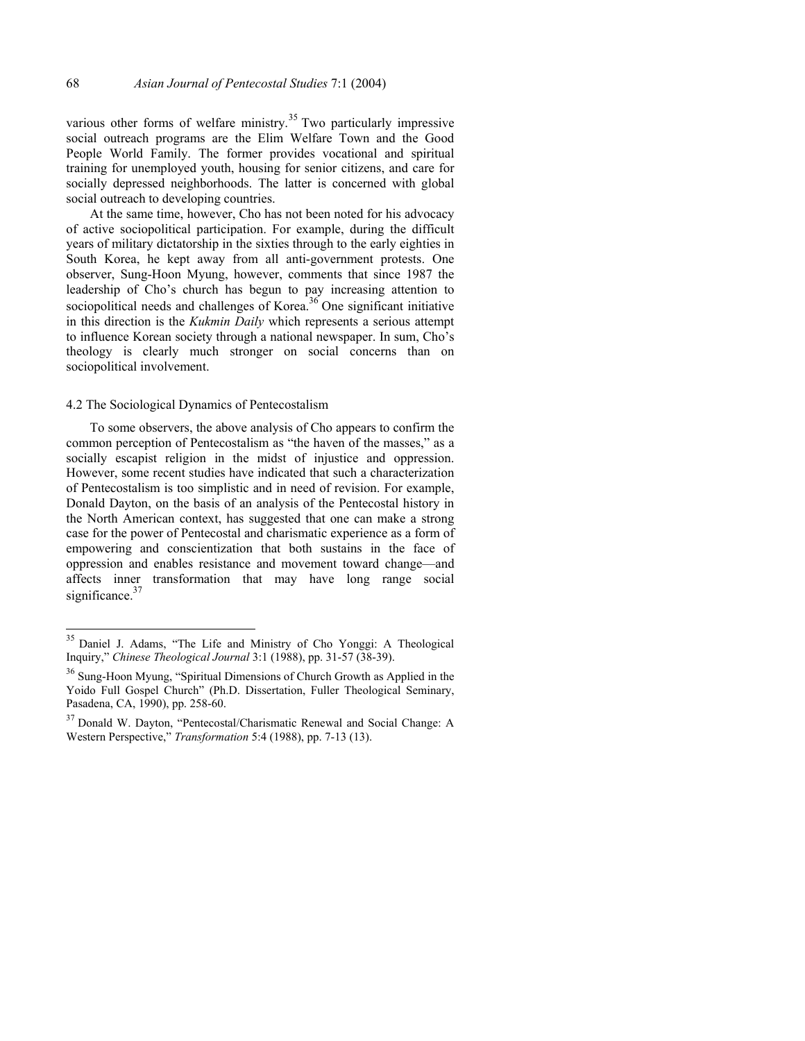various other forms of welfare ministry.[35] Two particularly impressive social outreach programs are the Elim Welfare Town and the Good People World Family. The former provides vocational and spiritual training for unemployed youth, housing for senior citizens, and care for socially depressed neighborhoods. The latter is concerned with global social outreach to developing countries.

At the same time, however, Cho has not been noted for his advocacy of active sociopolitical participation. For example, during the difficult years of military dictatorship in the sixties through to the early eighties in South Korea, he kept away from all anti-government protests. One observer, Sung-Hoon Myung, however, comments that since 1987 the leadership of Cho's church has begun to pay increasing attention to sociopolitical needs and challenges of Korea.[36] One significant initiative in this direction is the *Kukmin Daily* which represents a serious attempt to influence Korean society through a national newspaper. In sum, Cho's theology is clearly much stronger on social concerns than on sociopolitical involvement.

### 4.2 The Sociological Dynamics of Pentecostalism

To some observers, the above analysis of Cho appears to confirm the common perception of Pentecostalism as "the haven of the masses," as a socially escapist religion in the midst of injustice and oppression. However, some recent studies have indicated that such a characterization of Pentecostalism is too simplistic and in need of revision. For example, Donald Dayton, on the basis of an analysis of the Pentecostal history in the North American context, has suggested that one can make a strong case for the power of Pentecostal and charismatic experience as a form of empowering and conscientization that both sustains in the face of oppression and enables resistance and movement toward change—and affects inner transformation that may have long range social significance.[37]

---

[35] Daniel J. Adams, "The Life and Ministry of Cho Yonggi: A Theological Inquiry," *Chinese Theological Journal* 3:1 (1988), pp. 31-57 (38-39).

[36] Sung-Hoon Myung, "Spiritual Dimensions of Church Growth as Applied in the Yoido Full Gospel Church" (Ph.D. Dissertation, Fuller Theological Seminary, Pasadena, CA, 1990), pp. 258-60.

[37] Donald W. Dayton, "Pentecostal/Charismatic Renewal and Social Change: A Western Perspective," *Transformation* 5:4 (1988), pp. 7-13 (13).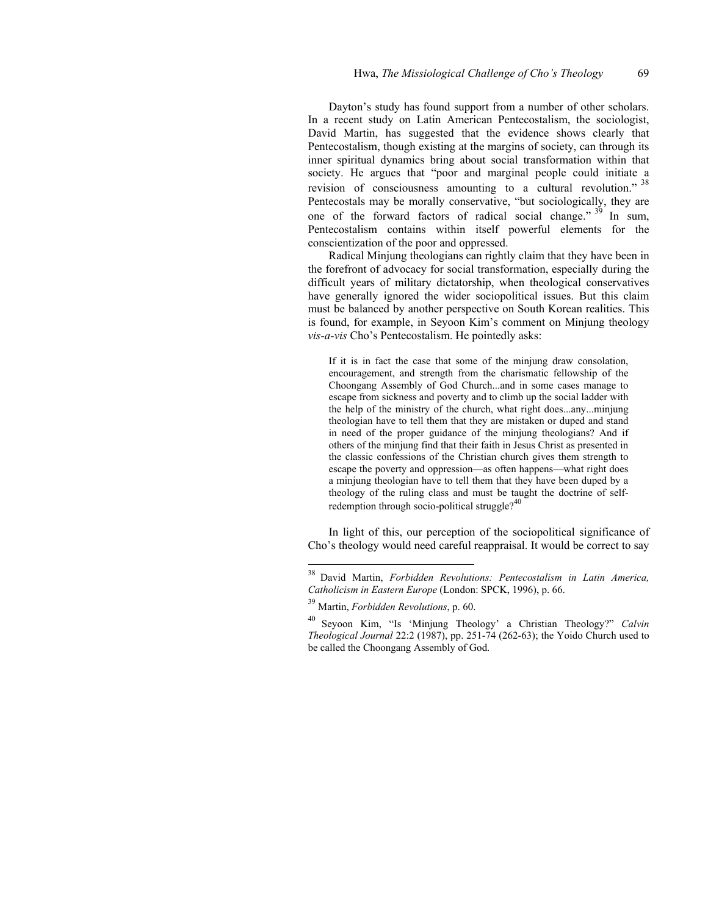Dayton's study has found support from a number of other scholars. In a recent study on Latin American Pentecostalism, the sociologist, David Martin, has suggested that the evidence shows clearly that Pentecostalism, though existing at the margins of society, can through its inner spiritual dynamics bring about social transformation within that society. He argues that "poor and marginal people could initiate a revision of consciousness amounting to a cultural revolution." [38] Pentecostals may be morally conservative, "but sociologically, they are one of the forward factors of radical social change." [39] In sum, Pentecostalism contains within itself powerful elements for the conscientization of the poor and oppressed.

Radical Minjung theologians can rightly claim that they have been in the forefront of advocacy for social transformation, especially during the difficult years of military dictatorship, when theological conservatives have generally ignored the wider sociopolitical issues. But this claim must be balanced by another perspective on South Korean realities. This is found, for example, in Seyoon Kim's comment on Minjung theology *vis-a-vis* Cho's Pentecostalism. He pointedly asks:

> If it is in fact the case that some of the minjung draw consolation, encouragement, and strength from the charismatic fellowship of the Choongang Assembly of God Church...and in some cases manage to escape from sickness and poverty and to climb up the social ladder with the help of the ministry of the church, what right does...any...minjung theologian have to tell them that they are mistaken or duped and stand in need of the proper guidance of the minjung theologians? And if others of the minjung find that their faith in Jesus Christ as presented in the classic confessions of the Christian church gives them strength to escape the poverty and oppression—as often happens—what right does a minjung theologian have to tell them that they have been duped by a theology of the ruling class and must be taught the doctrine of self-redemption through socio-political struggle?[40]

In light of this, our perception of the sociopolitical significance of Cho's theology would need careful reappraisal. It would be correct to say

---

[38] David Martin, *Forbidden Revolutions: Pentecostalism in Latin America, Catholicism in Eastern Europe* (London: SPCK, 1996), p. 66.

[39] Martin, *Forbidden Revolutions*, p. 60.

[40] Seyoon Kim, "Is 'Minjung Theology' a Christian Theology?" *Calvin Theological Journal* 22:2 (1987), pp. 251-74 (262-63); the Yoido Church used to be called the Choongang Assembly of God.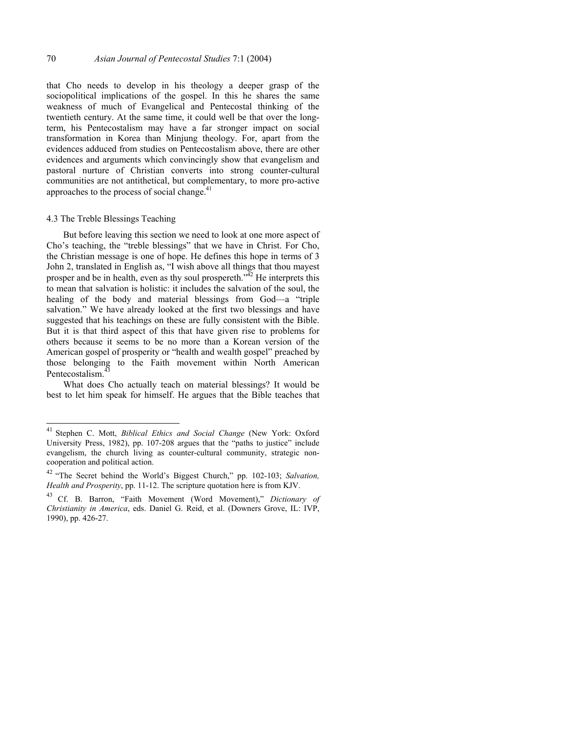that Cho needs to develop in his theology a deeper grasp of the sociopolitical implications of the gospel. In this he shares the same weakness of much of Evangelical and Pentecostal thinking of the twentieth century. At the same time, it could well be that over the long-term, his Pentecostalism may have a far stronger impact on social transformation in Korea than Minjung theology. For, apart from the evidences adduced from studies on Pentecostalism above, there are other evidences and arguments which convincingly show that evangelism and pastoral nurture of Christian converts into strong counter-cultural communities are not antithetical, but complementary, to more pro-active approaches to the process of social change.[41]

### 4.3 The Treble Blessings Teaching

But before leaving this section we need to look at one more aspect of Cho's teaching, the "treble blessings" that we have in Christ. For Cho, the Christian message is one of hope. He defines this hope in terms of 3 John 2, translated in English as, "I wish above all things that thou mayest prosper and be in health, even as thy soul prospereth."[42] He interprets this to mean that salvation is holistic: it includes the salvation of the soul, the healing of the body and material blessings from God—a "triple salvation." We have already looked at the first two blessings and have suggested that his teachings on these are fully consistent with the Bible. But it is that third aspect of this that have given rise to problems for others because it seems to be no more than a Korean version of the American gospel of prosperity or "health and wealth gospel" preached by those belonging to the Faith movement within North American Pentecostalism.[43]

What does Cho actually teach on material blessings? It would be best to let him speak for himself. He argues that the Bible teaches that

---

[41] Stephen C. Mott, *Biblical Ethics and Social Change* (New York: Oxford University Press, 1982), pp. 107-208 argues that the "paths to justice" include evangelism, the church living as counter-cultural community, strategic non-cooperation and political action.

[42] "The Secret behind the World's Biggest Church," pp. 102-103; *Salvation, Health and Prosperity*, pp. 11-12. The scripture quotation here is from KJV.

[43] Cf. B. Barron, "Faith Movement (Word Movement)," *Dictionary of Christianity in America*, eds. Daniel G. Reid, et al. (Downers Grove, IL: IVP, 1990), pp. 426-27.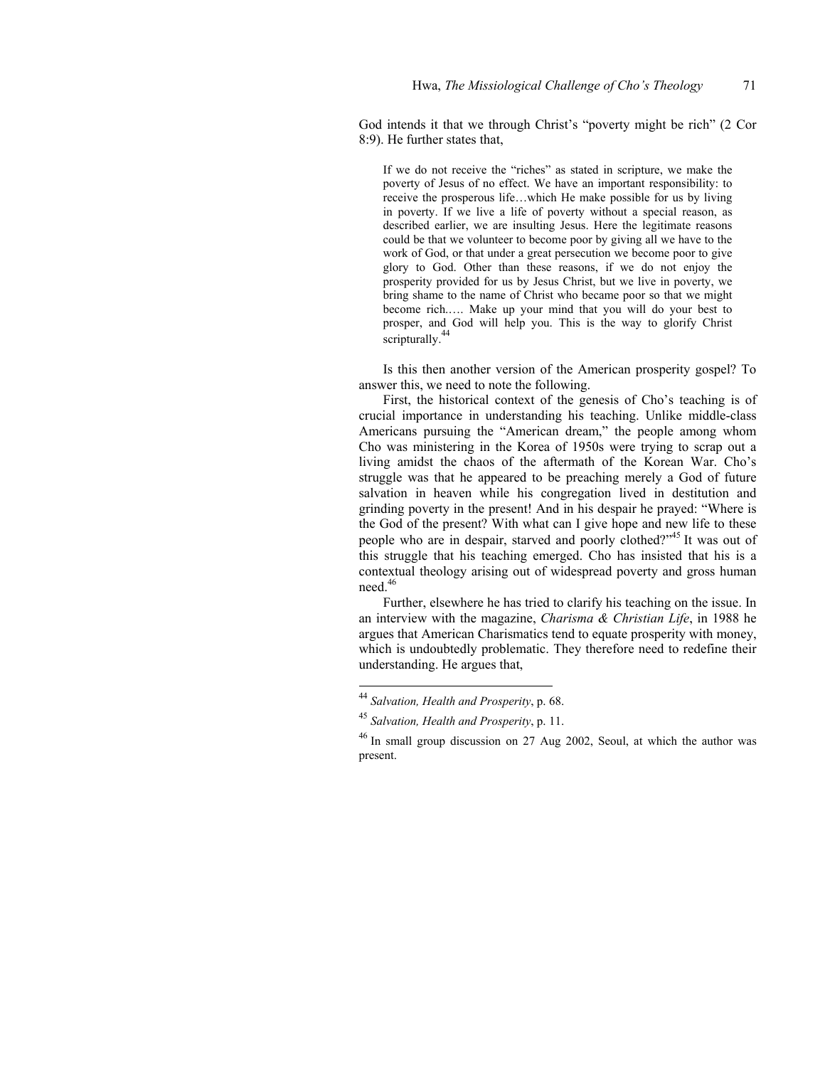God intends it that we through Christ's "poverty might be rich" (2 Cor 8:9). He further states that,

> If we do not receive the "riches" as stated in scripture, we make the poverty of Jesus of no effect. We have an important responsibility: to receive the prosperous life…which He make possible for us by living in poverty. If we live a life of poverty without a special reason, as described earlier, we are insulting Jesus. Here the legitimate reasons could be that we volunteer to become poor by giving all we have to the work of God, or that under a great persecution we become poor to give glory to God. Other than these reasons, if we do not enjoy the prosperity provided for us by Jesus Christ, but we live in poverty, we bring shame to the name of Christ who became poor so that we might become rich.…. Make up your mind that you will do your best to prosper, and God will help you. This is the way to glorify Christ scripturally.[44]

Is this then another version of the American prosperity gospel? To answer this, we need to note the following.

First, the historical context of the genesis of Cho's teaching is of crucial importance in understanding his teaching. Unlike middle-class Americans pursuing the "American dream," the people among whom Cho was ministering in the Korea of 1950s were trying to scrap out a living amidst the chaos of the aftermath of the Korean War. Cho's struggle was that he appeared to be preaching merely a God of future salvation in heaven while his congregation lived in destitution and grinding poverty in the present! And in his despair he prayed: "Where is the God of the present? With what can I give hope and new life to these people who are in despair, starved and poorly clothed?"[45] It was out of this struggle that his teaching emerged. Cho has insisted that his is a contextual theology arising out of widespread poverty and gross human need.[46]

Further, elsewhere he has tried to clarify his teaching on the issue. In an interview with the magazine, *Charisma & Christian Life*, in 1988 he argues that American Charismatics tend to equate prosperity with money, which is undoubtedly problematic. They therefore need to redefine their understanding. He argues that,

---

[44] *Salvation, Health and Prosperity*, p. 68.

[45] *Salvation, Health and Prosperity*, p. 11.

[46] In small group discussion on 27 Aug 2002, Seoul, at which the author was present.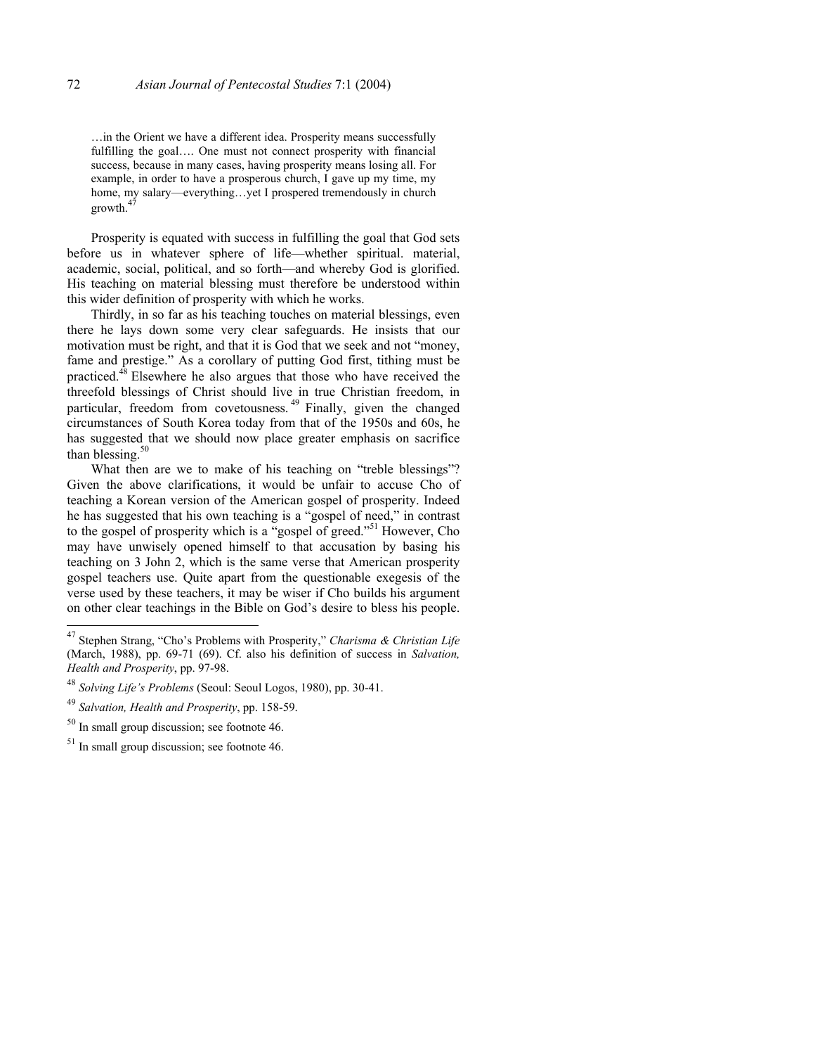> …in the Orient we have a different idea. Prosperity means successfully fulfilling the goal…. One must not connect prosperity with financial success, because in many cases, having prosperity means losing all. For example, in order to have a prosperous church, I gave up my time, my home, my salary—everything…yet I prospered tremendously in church growth.[47]

Prosperity is equated with success in fulfilling the goal that God sets before us in whatever sphere of life—whether spiritual. material, academic, social, political, and so forth—and whereby God is glorified. His teaching on material blessing must therefore be understood within this wider definition of prosperity with which he works.

Thirdly, in so far as his teaching touches on material blessings, even there he lays down some very clear safeguards. He insists that our motivation must be right, and that it is God that we seek and not "money, fame and prestige." As a corollary of putting God first, tithing must be practiced.[48] Elsewhere he also argues that those who have received the threefold blessings of Christ should live in true Christian freedom, in particular, freedom from covetousness.[49] Finally, given the changed circumstances of South Korea today from that of the 1950s and 60s, he has suggested that we should now place greater emphasis on sacrifice than blessing.[50]

What then are we to make of his teaching on "treble blessings"? Given the above clarifications, it would be unfair to accuse Cho of teaching a Korean version of the American gospel of prosperity. Indeed he has suggested that his own teaching is a "gospel of need," in contrast to the gospel of prosperity which is a "gospel of greed."[51] However, Cho may have unwisely opened himself to that accusation by basing his teaching on 3 John 2, which is the same verse that American prosperity gospel teachers use. Quite apart from the questionable exegesis of the verse used by these teachers, it may be wiser if Cho builds his argument on other clear teachings in the Bible on God's desire to bless his people.

---

[47] Stephen Strang, "Cho's Problems with Prosperity," *Charisma & Christian Life* (March, 1988), pp. 69-71 (69). Cf. also his definition of success in *Salvation, Health and Prosperity*, pp. 97-98.

[48] *Solving Life's Problems* (Seoul: Seoul Logos, 1980), pp. 30-41.

[49] *Salvation, Health and Prosperity*, pp. 158-59.

[50] In small group discussion; see footnote 46.

[51] In small group discussion; see footnote 46.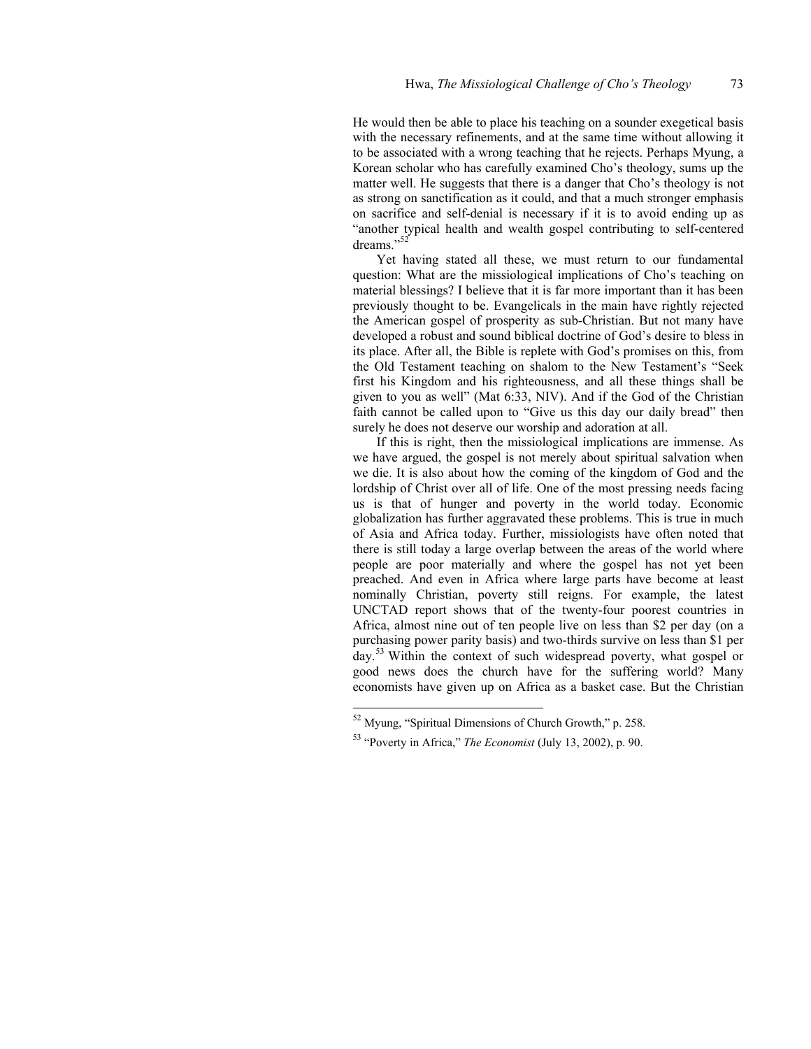He would then be able to place his teaching on a sounder exegetical basis with the necessary refinements, and at the same time without allowing it to be associated with a wrong teaching that he rejects. Perhaps Myung, a Korean scholar who has carefully examined Cho's theology, sums up the matter well. He suggests that there is a danger that Cho's theology is not as strong on sanctification as it could, and that a much stronger emphasis on sacrifice and self-denial is necessary if it is to avoid ending up as "another typical health and wealth gospel contributing to self-centered dreams."[52]

Yet having stated all these, we must return to our fundamental question: What are the missiological implications of Cho's teaching on material blessings? I believe that it is far more important than it has been previously thought to be. Evangelicals in the main have rightly rejected the American gospel of prosperity as sub-Christian. But not many have developed a robust and sound biblical doctrine of God's desire to bless in its place. After all, the Bible is replete with God's promises on this, from the Old Testament teaching on shalom to the New Testament's "Seek first his Kingdom and his righteousness, and all these things shall be given to you as well" (Mat 6:33, NIV). And if the God of the Christian faith cannot be called upon to "Give us this day our daily bread" then surely he does not deserve our worship and adoration at all.

If this is right, then the missiological implications are immense. As we have argued, the gospel is not merely about spiritual salvation when we die. It is also about how the coming of the kingdom of God and the lordship of Christ over all of life. One of the most pressing needs facing us is that of hunger and poverty in the world today. Economic globalization has further aggravated these problems. This is true in much of Asia and Africa today. Further, missiologists have often noted that there is still today a large overlap between the areas of the world where people are poor materially and where the gospel has not yet been preached. And even in Africa where large parts have become at least nominally Christian, poverty still reigns. For example, the latest UNCTAD report shows that of the twenty-four poorest countries in Africa, almost nine out of ten people live on less than \$2 per day (on a purchasing power parity basis) and two-thirds survive on less than \$1 per day.[53] Within the context of such widespread poverty, what gospel or good news does the church have for the suffering world? Many economists have given up on Africa as a basket case. But the Christian

---

[52] Myung, "Spiritual Dimensions of Church Growth," p. 258.

[53] "Poverty in Africa," *The Economist* (July 13, 2002), p. 90.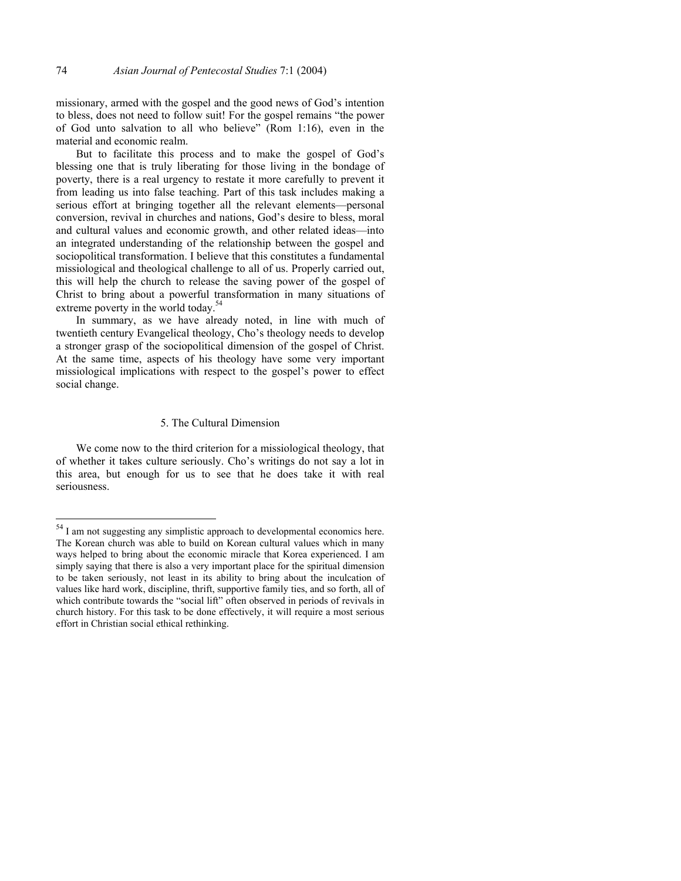missionary, armed with the gospel and the good news of God's intention to bless, does not need to follow suit! For the gospel remains "the power of God unto salvation to all who believe" (Rom 1:16), even in the material and economic realm.

But to facilitate this process and to make the gospel of God's blessing one that is truly liberating for those living in the bondage of poverty, there is a real urgency to restate it more carefully to prevent it from leading us into false teaching. Part of this task includes making a serious effort at bringing together all the relevant elements—personal conversion, revival in churches and nations, God's desire to bless, moral and cultural values and economic growth, and other related ideas—into an integrated understanding of the relationship between the gospel and sociopolitical transformation. I believe that this constitutes a fundamental missiological and theological challenge to all of us. Properly carried out, this will help the church to release the saving power of the gospel of Christ to bring about a powerful transformation in many situations of extreme poverty in the world today.[54]

In summary, as we have already noted, in line with much of twentieth century Evangelical theology, Cho's theology needs to develop a stronger grasp of the sociopolitical dimension of the gospel of Christ. At the same time, aspects of his theology have some very important missiological implications with respect to the gospel's power to effect social change.

## 5. The Cultural Dimension

We come now to the third criterion for a missiological theology, that of whether it takes culture seriously. Cho's writings do not say a lot in this area, but enough for us to see that he does take it with real seriousness.

---

[54] I am not suggesting any simplistic approach to developmental economics here. The Korean church was able to build on Korean cultural values which in many ways helped to bring about the economic miracle that Korea experienced. I am simply saying that there is also a very important place for the spiritual dimension to be taken seriously, not least in its ability to bring about the inculcation of values like hard work, discipline, thrift, supportive family ties, and so forth, all of which contribute towards the "social lift" often observed in periods of revivals in church history. For this task to be done effectively, it will require a most serious effort in Christian social ethical rethinking.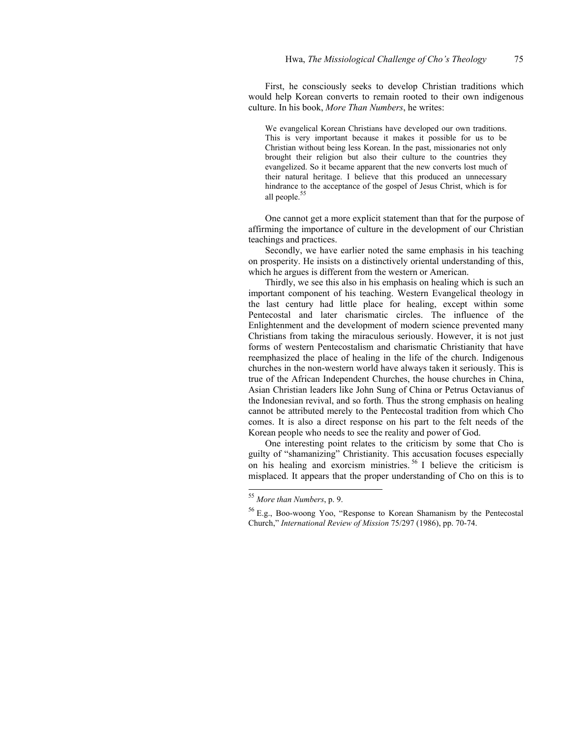First, he consciously seeks to develop Christian traditions which would help Korean converts to remain rooted to their own indigenous culture. In his book, *More Than Numbers*, he writes:

> We evangelical Korean Christians have developed our own traditions. This is very important because it makes it possible for us to be Christian without being less Korean. In the past, missionaries not only brought their religion but also their culture to the countries they evangelized. So it became apparent that the new converts lost much of their natural heritage. I believe that this produced an unnecessary hindrance to the acceptance of the gospel of Jesus Christ, which is for all people.[55]

One cannot get a more explicit statement than that for the purpose of affirming the importance of culture in the development of our Christian teachings and practices.

Secondly, we have earlier noted the same emphasis in his teaching on prosperity. He insists on a distinctively oriental understanding of this, which he argues is different from the western or American.

Thirdly, we see this also in his emphasis on healing which is such an important component of his teaching. Western Evangelical theology in the last century had little place for healing, except within some Pentecostal and later charismatic circles. The influence of the Enlightenment and the development of modern science prevented many Christians from taking the miraculous seriously. However, it is not just forms of western Pentecostalism and charismatic Christianity that have reemphasized the place of healing in the life of the church. Indigenous churches in the non-western world have always taken it seriously. This is true of the African Independent Churches, the house churches in China, Asian Christian leaders like John Sung of China or Petrus Octavianus of the Indonesian revival, and so forth. Thus the strong emphasis on healing cannot be attributed merely to the Pentecostal tradition from which Cho comes. It is also a direct response on his part to the felt needs of the Korean people who needs to see the reality and power of God.

One interesting point relates to the criticism by some that Cho is guilty of "shamanizing" Christianity. This accusation focuses especially on his healing and exorcism ministries.[56] I believe the criticism is misplaced. It appears that the proper understanding of Cho on this is to

---

[55] *More than Numbers*, p. 9.

[56] E.g., Boo-woong Yoo, "Response to Korean Shamanism by the Pentecostal Church," *International Review of Mission* 75/297 (1986), pp. 70-74.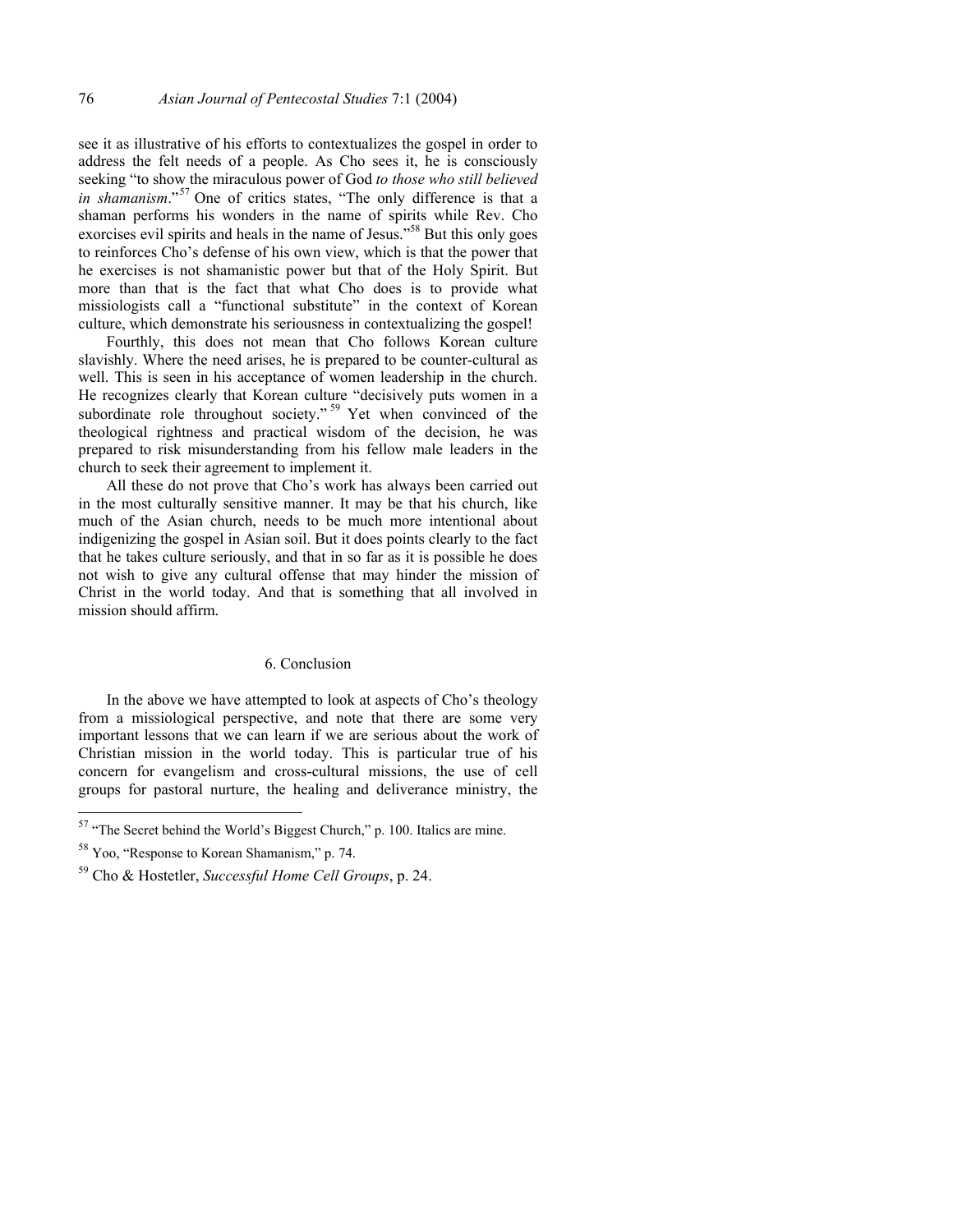see it as illustrative of his efforts to contextualizes the gospel in order to address the felt needs of a people. As Cho sees it, he is consciously seeking "to show the miraculous power of God *to those who still believed in shamanism*."[57] One of critics states, "The only difference is that a shaman performs his wonders in the name of spirits while Rev. Cho exorcises evil spirits and heals in the name of Jesus."[58] But this only goes to reinforces Cho's defense of his own view, which is that the power that he exercises is not shamanistic power but that of the Holy Spirit. But more than that is the fact that what Cho does is to provide what missiologists call a "functional substitute" in the context of Korean culture, which demonstrate his seriousness in contextualizing the gospel!

Fourthly, this does not mean that Cho follows Korean culture slavishly. Where the need arises, he is prepared to be counter-cultural as well. This is seen in his acceptance of women leadership in the church. He recognizes clearly that Korean culture "decisively puts women in a subordinate role throughout society."[59] Yet when convinced of the theological rightness and practical wisdom of the decision, he was prepared to risk misunderstanding from his fellow male leaders in the church to seek their agreement to implement it.

All these do not prove that Cho's work has always been carried out in the most culturally sensitive manner. It may be that his church, like much of the Asian church, needs to be much more intentional about indigenizing the gospel in Asian soil. But it does points clearly to the fact that he takes culture seriously, and that in so far as it is possible he does not wish to give any cultural offense that may hinder the mission of Christ in the world today. And that is something that all involved in mission should affirm.

## 6. Conclusion

In the above we have attempted to look at aspects of Cho's theology from a missiological perspective, and note that there are some very important lessons that we can learn if we are serious about the work of Christian mission in the world today. This is particular true of his concern for evangelism and cross-cultural missions, the use of cell groups for pastoral nurture, the healing and deliverance ministry, the

---

[57] "The Secret behind the World's Biggest Church," p. 100. Italics are mine.

[58] Yoo, "Response to Korean Shamanism," p. 74.

[59] Cho & Hostetler, *Successful Home Cell Groups*, p. 24.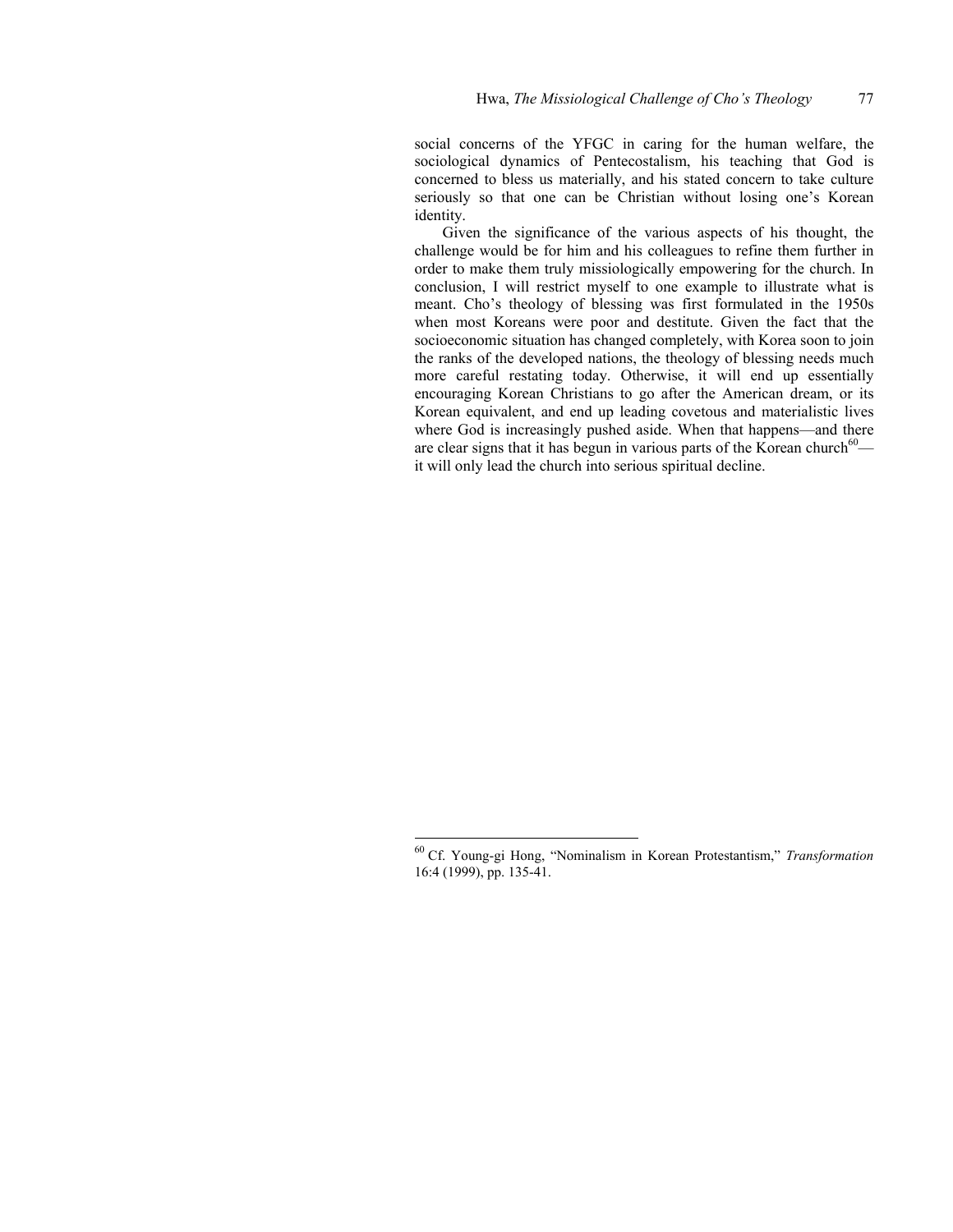social concerns of the YFGC in caring for the human welfare, the sociological dynamics of Pentecostalism, his teaching that God is concerned to bless us materially, and his stated concern to take culture seriously so that one can be Christian without losing one's Korean identity.

Given the significance of the various aspects of his thought, the challenge would be for him and his colleagues to refine them further in order to make them truly missiologically empowering for the church. In conclusion, I will restrict myself to one example to illustrate what is meant. Cho's theology of blessing was first formulated in the 1950s when most Koreans were poor and destitute. Given the fact that the socioeconomic situation has changed completely, with Korea soon to join the ranks of the developed nations, the theology of blessing needs much more careful restating today. Otherwise, it will end up essentially encouraging Korean Christians to go after the American dream, or its Korean equivalent, and end up leading covetous and materialistic lives where God is increasingly pushed aside. When that happens—and there are clear signs that it has begun in various parts of the Korean church[60]—it will only lead the church into serious spiritual decline.

---

[60] Cf. Young-gi Hong, "Nominalism in Korean Protestantism," *Transformation* 16:4 (1999), pp. 135-41.